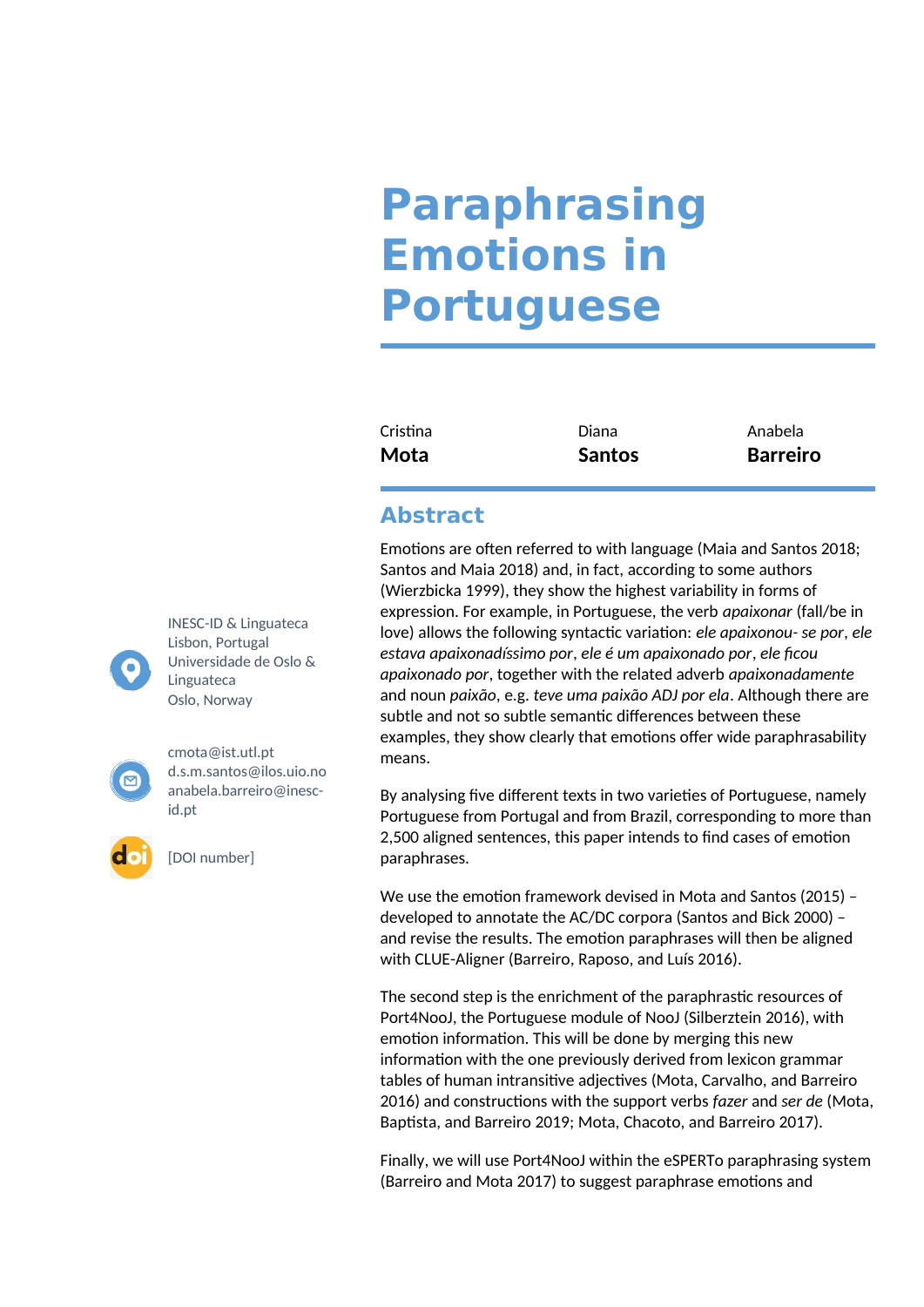# Paraphrasing Emotions in Portuguese

Cristina **Mota**

Diana **Santos**

Anabela **Barreiro**

INESC-ID & Linguateca
Lisbon, Portugal
Universidade de Oslo & Linguateca
Oslo, Norway

cmota@ist.utl.pt
d.s.m.santos@ilos.uio.no
anabela.barreiro@inesc-id.pt

[DOI number]

## Abstract

Emotions are often referred to with language (Maia and Santos 2018; Santos and Maia 2018) and, in fact, according to some authors (Wierzbicka 1999), they show the highest variability in forms of expression. For example, in Portuguese, the verb *apaixonar* (fall/be in love) allows the following syntactic variation: *ele apaixonou- se por*, *ele estava apaixonadíssimo por*, *ele é um apaixonado por*, *ele ficou apaixonado por*, together with the related adverb *apaixonadamente* and noun *paixão*, e.g. *teve uma paixão ADJ por ela*. Although there are subtle and not so subtle semantic differences between these examples, they show clearly that emotions offer wide paraphrasability means.

By analysing five different texts in two varieties of Portuguese, namely Portuguese from Portugal and from Brazil, corresponding to more than 2,500 aligned sentences, this paper intends to find cases of emotion paraphrases.

We use the emotion framework devised in Mota and Santos (2015) – developed to annotate the AC/DC corpora (Santos and Bick 2000) – and revise the results. The emotion paraphrases will then be aligned with CLUE-Aligner (Barreiro, Raposo, and Luís 2016).

The second step is the enrichment of the paraphrastic resources of Port4NooJ, the Portuguese module of NooJ (Silberztein 2016), with emotion information. This will be done by merging this new information with the one previously derived from lexicon grammar tables of human intransitive adjectives (Mota, Carvalho, and Barreiro 2016) and constructions with the support verbs *fazer* and *ser de* (Mota, Baptista, and Barreiro 2019; Mota, Chacoto, and Barreiro 2017).

Finally, we will use Port4NooJ within the eSPERTo paraphrasing system (Barreiro and Mota 2017) to suggest paraphrase emotions and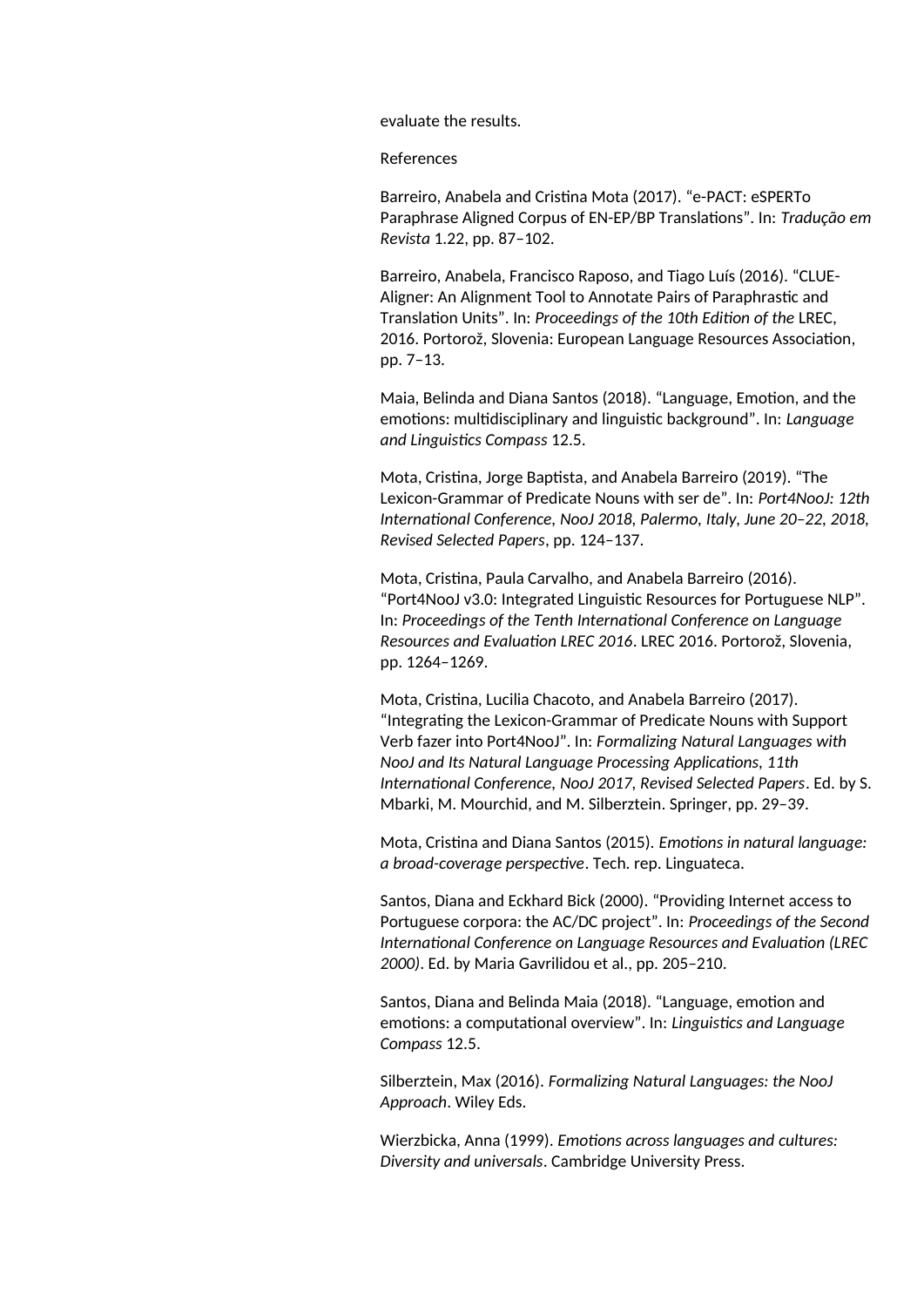evaluate the results.

References

Barreiro, Anabela and Cristina Mota (2017). "e-PACT: eSPERTo Paraphrase Aligned Corpus of EN-EP/BP Translations". In: *Tradução em Revista* 1.22, pp. 87–102.

Barreiro, Anabela, Francisco Raposo, and Tiago Luís (2016). "CLUE-Aligner: An Alignment Tool to Annotate Pairs of Paraphrastic and Translation Units". In: *Proceedings of the 10th Edition of the* LREC, 2016. Portorož, Slovenia: European Language Resources Association, pp. 7–13.

Maia, Belinda and Diana Santos (2018). "Language, Emotion, and the emotions: multidisciplinary and linguistic background". In: *Language and Linguistics Compass* 12.5.

Mota, Cristina, Jorge Baptista, and Anabela Barreiro (2019). "The Lexicon-Grammar of Predicate Nouns with ser de". In: *Port4NooJ: 12th International Conference, NooJ 2018, Palermo, Italy, June 20–22, 2018, Revised Selected Papers*, pp. 124–137.

Mota, Cristina, Paula Carvalho, and Anabela Barreiro (2016). "Port4NooJ v3.0: Integrated Linguistic Resources for Portuguese NLP". In: *Proceedings of the Tenth International Conference on Language Resources and Evaluation LREC 2016*. LREC 2016. Portorož, Slovenia, pp. 1264–1269.

Mota, Cristina, Lucilia Chacoto, and Anabela Barreiro (2017). "Integrating the Lexicon-Grammar of Predicate Nouns with Support Verb fazer into Port4NooJ". In: *Formalizing Natural Languages with NooJ and Its Natural Language Processing Applications, 11th International Conference, NooJ 2017, Revised Selected Papers*. Ed. by S. Mbarki, M. Mourchid, and M. Silberztein. Springer, pp. 29–39.

Mota, Cristina and Diana Santos (2015). *Emotions in natural language: a broad-coverage perspective*. Tech. rep. Linguateca.

Santos, Diana and Eckhard Bick (2000). "Providing Internet access to Portuguese corpora: the AC/DC project". In: *Proceedings of the Second International Conference on Language Resources and Evaluation (LREC 2000)*. Ed. by Maria Gavrilidou et al., pp. 205–210.

Santos, Diana and Belinda Maia (2018). "Language, emotion and emotions: a computational overview". In: *Linguistics and Language Compass* 12.5.

Silberztein, Max (2016). *Formalizing Natural Languages: the NooJ Approach*. Wiley Eds.

Wierzbicka, Anna (1999). *Emotions across languages and cultures: Diversity and universals*. Cambridge University Press.